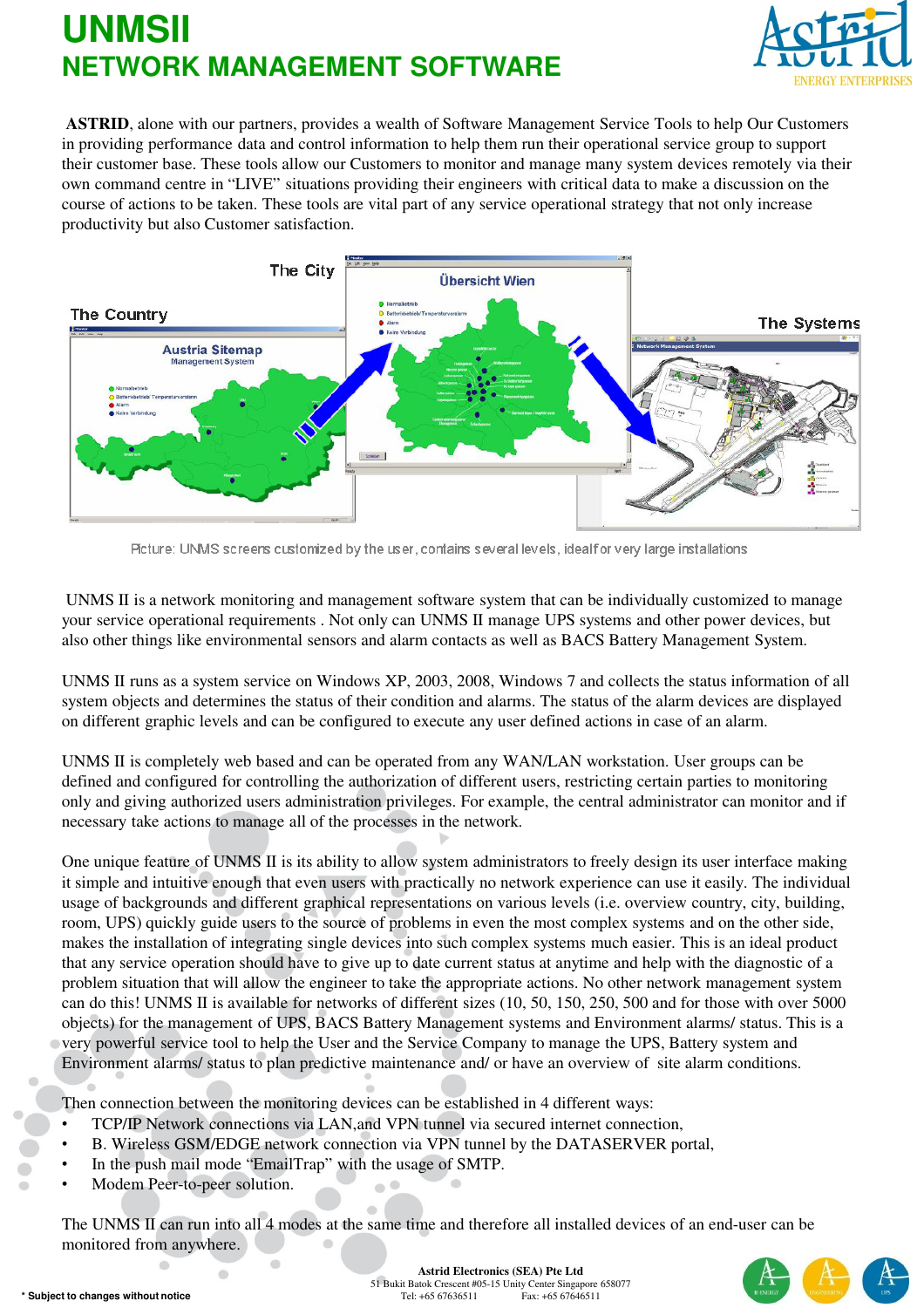# UNMSII

## NETWORK MANAGEMENT SOFTWARE

**ASTRID**, alone with our partners, provides a wealth of Software Management Service Tools to help Our Customers in providing performance data and control information to help them run their operational service group to support their customer base. These tools allow our Customers to monitor and manage many system devices remotely via their own command centre in "LIVE" situations providing their engineers with critical data to make a discussion on the course of actions to be taken. These tools are vital part of any service operational strategy that not only increase productivity but also Customer satisfaction.

Picture: UNMS screens customized by the user, contains several levels, ideal for very large installations

UNMS II is a network monitoring and management software system that can be individually customized to manage your service operational requirements . Not only can UNMS II manage UPS systems and other power devices, but also other things like environmental sensors and alarm contacts as well as BACS Battery Management System.

UNMS II runs as a system service on Windows XP, 2003, 2008, Windows 7 and collects the status information of all system objects and determines the status of their condition and alarms. The status of the alarm devices are displayed on different graphic levels and can be configured to execute any user defined actions in case of an alarm.

UNMS II is completely web based and can be operated from any WAN/LAN workstation. User groups can be defined and configured for controlling the authorization of different users, restricting certain parties to monitoring only and giving authorized users administration privileges. For example, the central administrator can monitor and if necessary take actions to manage all of the processes in the network.

One unique feature of UNMS II is its ability to allow system administrators to freely design its user interface making it simple and intuitive enough that even users with practically no network experience can use it easily. The individual usage of backgrounds and different graphical representations on various levels (i.e. overview country, city, building, room, UPS) quickly guide users to the source of problems in even the most complex systems and on the other side, makes the installation of integrating single devices into such complex systems much easier. This is an ideal product that any service operation should have to give up to date current status at anytime and help with the diagnostic of a problem situation that will allow the engineer to take the appropriate actions. No other network management system can do this! UNMS II is available for networks of different sizes (10, 50, 150, 250, 500 and for those with over 5000 objects) for the management of UPS, BACS Battery Management systems and Environment alarms/ status. This is a very powerful service tool to help the User and the Service Company to manage the UPS, Battery system and Environment alarms/ status to plan predictive maintenance and/ or have an overview of site alarm conditions.

Then connection between the monitoring devices can be established in 4 different ways:

- TCP/IP Network connections via LAN,and VPN tunnel via secured internet connection,
- B. Wireless GSM/EDGE network connection via VPN tunnel by the DATASERVER portal,
- In the push mail mode "EmailTrap" with the usage of SMTP.
- Modem Peer-to-peer solution.

The UNMS II can run into all 4 modes at the same time and therefore all installed devices of an end-user can be monitored from anywhere.

* Subject to changes without notice

Astrid Electronics (SEA) Pte Ltd
51 Bukit Batok Crescent #05-15 Unity Center Singapore 658077
Tel: +65 67636511 Fax: +65 67646511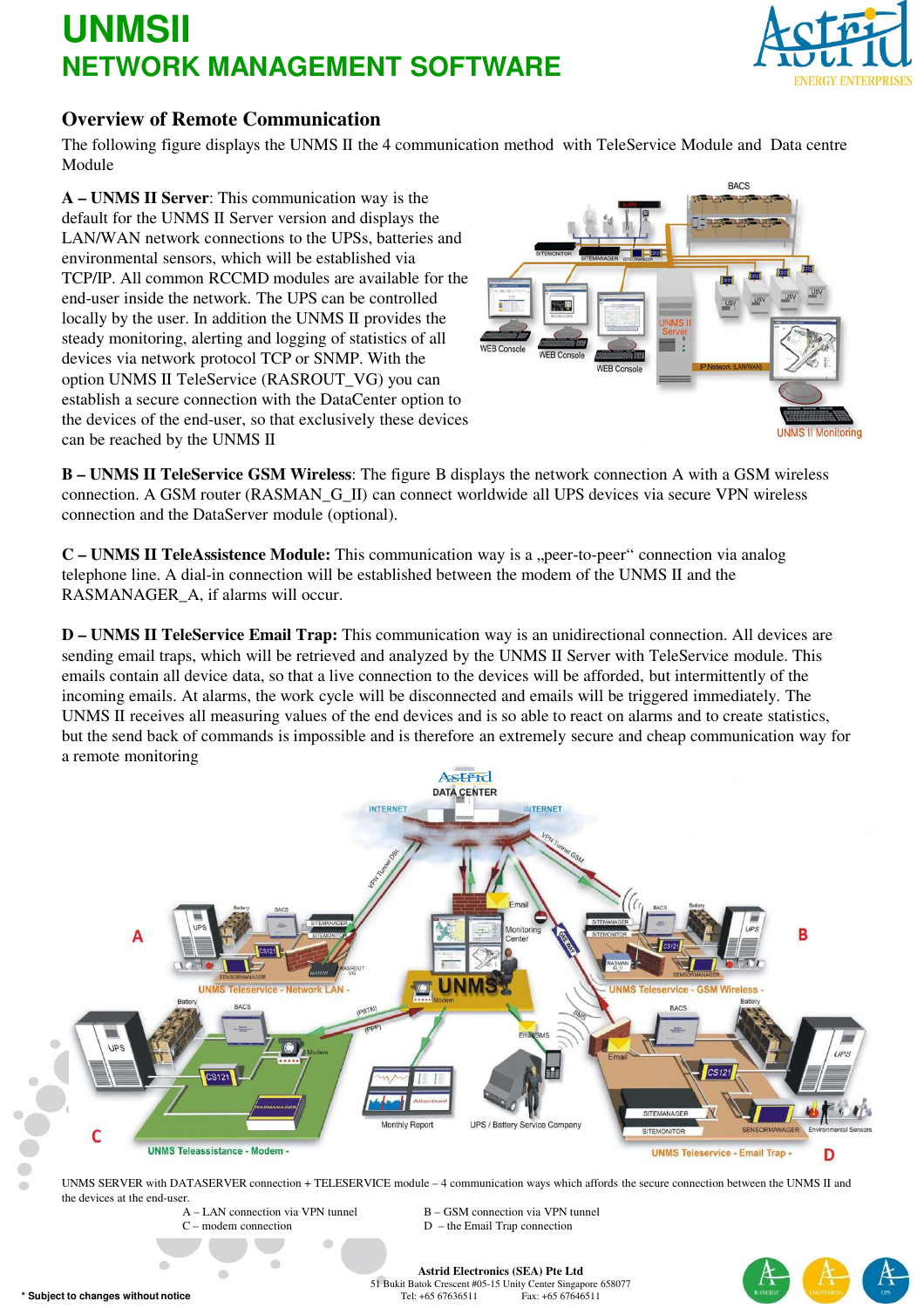# UNMSII
## NETWORK MANAGEMENT SOFTWARE

### Overview of Remote Communication

The following figure displays the UNMS II the 4 communication method with TeleService Module and Data centre Module

**A – UNMS II Server**: This communication way is the default for the UNMS II Server version and displays the LAN/WAN network connections to the UPSs, batteries and environmental sensors, which will be established via TCP/IP. All common RCCMD modules are available for the end-user inside the network. The UPS can be controlled locally by the user. In addition the UNMS II provides the steady monitoring, alerting and logging of statistics of all devices via network protocol TCP or SNMP. With the option UNMS II TeleService (RASROUT_VG) you can establish a secure connection with the DataCenter option to the devices of the end-user, so that exclusively these devices can be reached by the UNMS II

**B – UNMS II TeleService GSM Wireless**: The figure B displays the network connection A with a GSM wireless connection. A GSM router (RASMAN_G_II) can connect worldwide all UPS devices via secure VPN wireless connection and the DataServer module (optional).

**C – UNMS II TeleAssistence Module:** This communication way is a „peer-to-peer" connection via analog telephone line. A dial-in connection will be established between the modem of the UNMS II and the RASMANAGER_A, if alarms will occur.

**D – UNMS II TeleService Email Trap:** This communication way is an unidirectional connection. All devices are sending email traps, which will be retrieved and analyzed by the UNMS II Server with TeleService module. This emails contain all device data, so that a live connection to the devices will be afforded, but intermittently of the incoming emails. At alarms, the work cycle will be disconnected and emails will be triggered immediately. The UNMS II receives all measuring values of the end devices and is so able to react on alarms and to create statistics, but the send back of commands is impossible and is therefore an extremely secure and cheap communication way for a remote monitoring

UNMS SERVER with DATASERVER connection + TELESERVICE module – 4 communication ways which affords the secure connection between the UNMS II and the devices at the end-user.

A – LAN connection via VPN tunnel
B – GSM connection via VPN tunnel
C – modem connection
D – the Email Trap connection

**Astrid Electronics (SEA) Pte Ltd**
51 Bukit Batok Crescent #05-15 Unity Center Singapore 658077
Tel: +65 67636511 Fax: +65 67646511

* Subject to changes without notice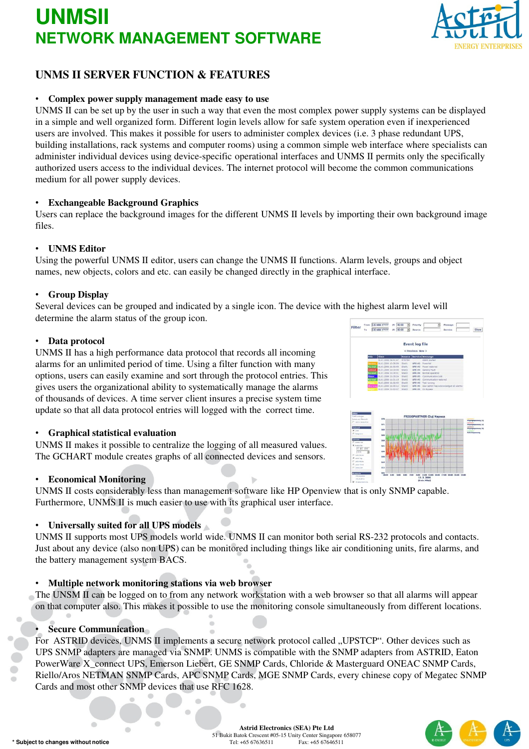# UNMSII
## NETWORK MANAGEMENT SOFTWARE

### UNMS II SERVER FUNCTION & FEATURES

- **Complex power supply management made easy to use**

UNMS II can be set up by the user in such a way that even the most complex power supply systems can be displayed in a simple and well organized form. Different login levels allow for safe system operation even if inexperienced users are involved. This makes it possible for users to administer complex devices (i.e. 3 phase redundant UPS, building installations, rack systems and computer rooms) using a common simple web interface where specialists can administer individual devices using device-specific operational interfaces and UNMS II permits only the specifically authorized users access to the individual devices. The internet protocol will become the common communications medium for all power supply devices.

- **Exchangeable Background Graphics**

Users can replace the background images for the different UNMS II levels by importing their own background image files.

- **UNMS Editor**

Using the powerful UNMS II editor, users can change the UNMS II functions. Alarm levels, groups and object names, new objects, colors and etc. can easily be changed directly in the graphical interface.

- **Group Display**

Several devices can be grouped and indicated by a single icon. The device with the highest alarm level will determine the alarm status of the group icon.

- **Data protocol**

UNMS II has a high performance data protocol that records all incoming alarms for an unlimited period of time. Using a filter function with many options, users can easily examine and sort through the protocol entries. This gives users the organizational ability to systematically manage the alarms of thousands of devices. A time server client insures a precise system time update so that all data protocol entries will logged with the correct time.

- **Graphical statistical evaluation**

UNMS II makes it possible to centralize the logging of all measured values. The GCHART module creates graphs of all connected devices and sensors.

- **Economical Monitoring**

UNMS II costs considerably less than management software like HP Openview that is only SNMP capable. Furthermore, UNMS II is much easier to use with its graphical user interface.

- **Universally suited for all UPS models**

UNMS II supports most UPS models world wide. UNMS II can monitor both serial RS-232 protocols and contacts. Just about any device (also non UPS) can be monitored including things like air conditioning units, fire alarms, and the battery management system BACS.

- **Multiple network monitoring stations via web browser**

The UNSM II can be logged on to from any network workstation with a web browser so that all alarms will appear on that computer also. This makes it possible to use the monitoring console simultaneously from different locations.

- **Secure Communication**

For ASTRID devices, UNMS II implements a secure network protocol called „UPSTCP“. Other devices such as UPS SNMP adapters are managed via SNMP. UNMS is compatible with the SNMP adapters from ASTRID, Eaton PowerWare X_connect UPS, Emerson Liebert, GE SNMP Cards, Chloride & Masterguard ONEAC SNMP Cards, Riello/Aros NETMAN SNMP Cards, APC SNMP Cards, MGE SNMP Cards, every chinese copy of Megatec SNMP Cards and most other SNMP devices that use RFC 1628.

\* Subject to changes without notice

Astrid Electronics (SEA) Pte Ltd
51 Bukit Batok Crescent #05-15 Unity Center Singapore 658077
Tel: +65 67636511 Fax: +65 67646511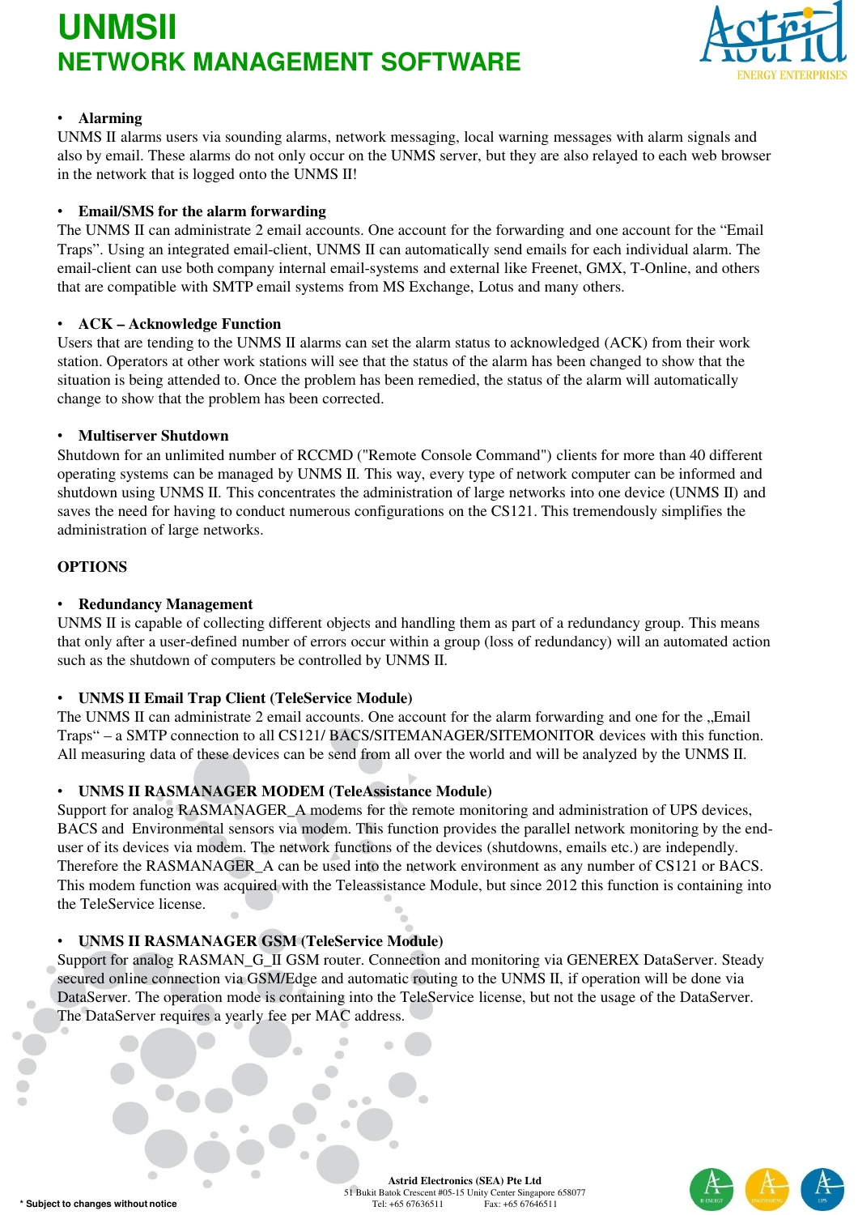# UNMSII
## NETWORK MANAGEMENT SOFTWARE

- **Alarming**

UNMS II alarms users via sounding alarms, network messaging, local warning messages with alarm signals and also by email. These alarms do not only occur on the UNMS server, but they are also relayed to each web browser in the network that is logged onto the UNMS II!

- **Email/SMS for the alarm forwarding**

The UNMS II can administrate 2 email accounts. One account for the forwarding and one account for the "Email Traps". Using an integrated email-client, UNMS II can automatically send emails for each individual alarm. The email-client can use both company internal email-systems and external like Freenet, GMX, T-Online, and others that are compatible with SMTP email systems from MS Exchange, Lotus and many others.

- **ACK – Acknowledge Function**

Users that are tending to the UNMS II alarms can set the alarm status to acknowledged (ACK) from their work station. Operators at other work stations will see that the status of the alarm has been changed to show that the situation is being attended to. Once the problem has been remedied, the status of the alarm will automatically change to show that the problem has been corrected.

- **Multiserver Shutdown**

Shutdown for an unlimited number of RCCMD ("Remote Console Command") clients for more than 40 different operating systems can be managed by UNMS II. This way, every type of network computer can be informed and shutdown using UNMS II. This concentrates the administration of large networks into one device (UNMS II) and saves the need for having to conduct numerous configurations on the CS121. This tremendously simplifies the administration of large networks.

**OPTIONS**

- **Redundancy Management**

UNMS II is capable of collecting different objects and handling them as part of a redundancy group. This means that only after a user-defined number of errors occur within a group (loss of redundancy) will an automated action such as the shutdown of computers be controlled by UNMS II.

- **UNMS II Email Trap Client (TeleService Module)**

The UNMS II can administrate 2 email accounts. One account for the alarm forwarding and one for the „Email Traps" – a SMTP connection to all CS121/ BACS/SITEMANAGER/SITEMONITOR devices with this function. All measuring data of these devices can be send from all over the world and will be analyzed by the UNMS II.

- **UNMS II RASMANAGER MODEM (TeleAssistance Module)**

Support for analog RASMANAGER_A modems for the remote monitoring and administration of UPS devices, BACS and Environmental sensors via modem. This function provides the parallel network monitoring by the end-user of its devices via modem. The network functions of the devices (shutdowns, emails etc.) are independly. Therefore the RASMANAGER_A can be used into the network environment as any number of CS121 or BACS. This modem function was acquired with the Teleassistance Module, but since 2012 this function is containing into the TeleService license.

- **UNMS II RASMANAGER GSM (TeleService Module)**

Support for analog RASMAN_G_II GSM router. Connection and monitoring via GENEREX DataServer. Steady secured online connection via GSM/Edge and automatic routing to the UNMS II, if operation will be done via DataServer. The operation mode is containing into the TeleService license, but not the usage of the DataServer. The DataServer requires a yearly fee per MAC address.

\* Subject to changes without notice

Astrid Electronics (SEA) Pte Ltd
51 Bukit Batok Crescent #05-15 Unity Center Singapore 658077
Tel: +65 67636511 Fax: +65 67646511